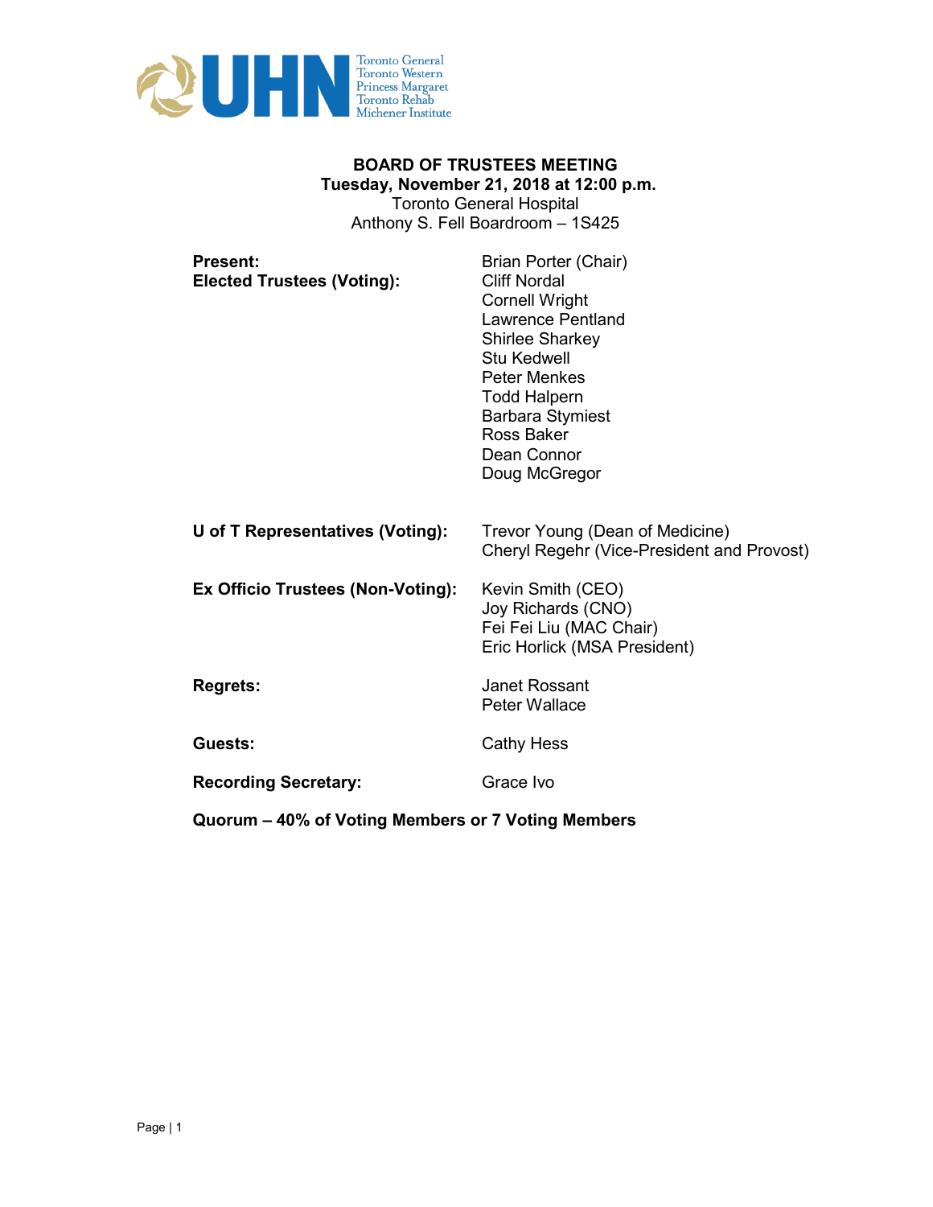# BOARD OF TRUSTEES MEETING

**Tuesday, November 21, 2018 at 12:00 p.m.**
Toronto General Hospital
Anthony S. Fell Boardroom – 1S425

| | |
|---|---|
| **Present:** | Brian Porter (Chair) |
| **Elected Trustees (Voting):** | Cliff Nordal |
| | Cornell Wright |
| | Lawrence Pentland |
| | Shirlee Sharkey |
| | Stu Kedwell |
| | Peter Menkes |
| | Todd Halpern |
| | Barbara Stymiest |
| | Ross Baker |
| | Dean Connor |
| | Doug McGregor |
| **U of T Representatives (Voting):** | Trevor Young (Dean of Medicine) |
| | Cheryl Regehr (Vice-President and Provost) |
| **Ex Officio Trustees (Non-Voting):** | Kevin Smith (CEO) |
| | Joy Richards (CNO) |
| | Fei Fei Liu (MAC Chair) |
| | Eric Horlick (MSA President) |
| **Regrets:** | Janet Rossant |
| | Peter Wallace |
| **Guests:** | Cathy Hess |
| **Recording Secretary:** | Grace Ivo |

**Quorum – 40% of Voting Members or 7 Voting Members**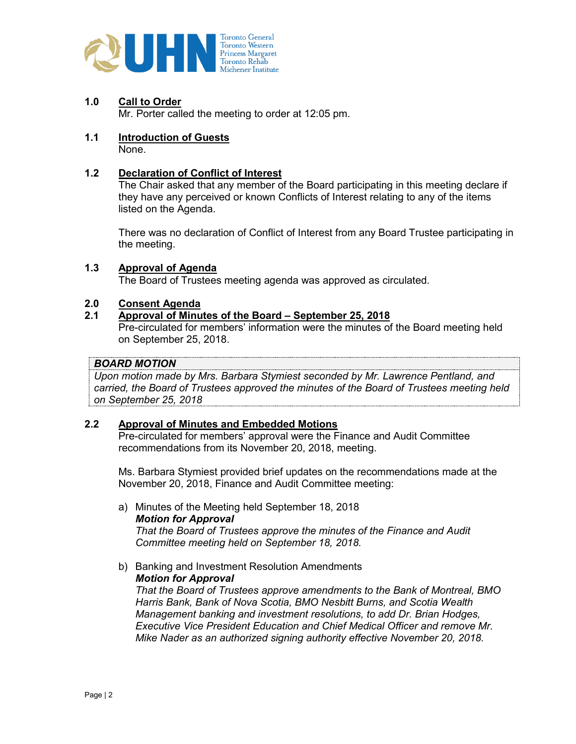## 1.0 Call to Order

Mr. Porter called the meeting to order at 12:05 pm.

## 1.1 Introduction of Guests

None.

## 1.2 Declaration of Conflict of Interest

The Chair asked that any member of the Board participating in this meeting declare if they have any perceived or known Conflicts of Interest relating to any of the items listed on the Agenda.

There was no declaration of Conflict of Interest from any Board Trustee participating in the meeting.

## 1.3 Approval of Agenda

The Board of Trustees meeting agenda was approved as circulated.

## 2.0 Consent Agenda

## 2.1 Approval of Minutes of the Board – September 25, 2018

Pre-circulated for members' information were the minutes of the Board meeting held on September 25, 2018.

> ***BOARD MOTION***
> *Upon motion made by Mrs. Barbara Stymiest seconded by Mr. Lawrence Pentland, and carried, the Board of Trustees approved the minutes of the Board of Trustees meeting held on September 25, 2018*

## 2.2 Approval of Minutes and Embedded Motions

Pre-circulated for members' approval were the Finance and Audit Committee recommendations from its November 20, 2018, meeting.

Ms. Barbara Stymiest provided brief updates on the recommendations made at the November 20, 2018, Finance and Audit Committee meeting:

a) Minutes of the Meeting held September 18, 2018
***Motion for Approval***
*That the Board of Trustees approve the minutes of the Finance and Audit Committee meeting held on September 18, 2018.*

b) Banking and Investment Resolution Amendments
***Motion for Approval***
*That the Board of Trustees approve amendments to the Bank of Montreal, BMO Harris Bank, Bank of Nova Scotia, BMO Nesbitt Burns, and Scotia Wealth Management banking and investment resolutions, to add Dr. Brian Hodges, Executive Vice President Education and Chief Medical Officer and remove Mr. Mike Nader as an authorized signing authority effective November 20, 2018.*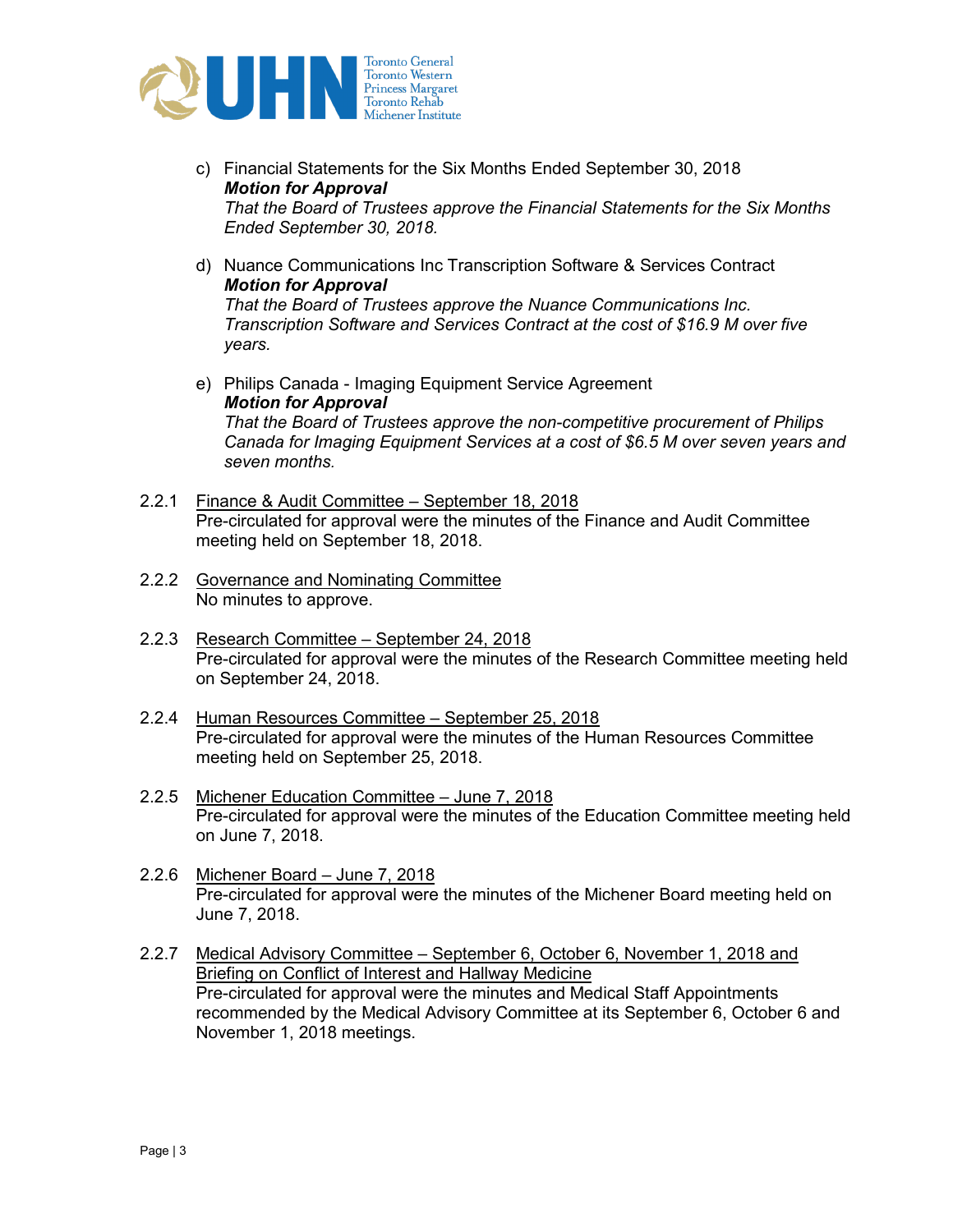c) Financial Statements for the Six Months Ended September 30, 2018
   ***Motion for Approval***
   *That the Board of Trustees approve the Financial Statements for the Six Months Ended September 30, 2018.*

d) Nuance Communications Inc Transcription Software & Services Contract
   ***Motion for Approval***
   *That the Board of Trustees approve the Nuance Communications Inc. Transcription Software and Services Contract at the cost of $16.9 M over five years.*

e) Philips Canada - Imaging Equipment Service Agreement
   ***Motion for Approval***
   *That the Board of Trustees approve the non-competitive procurement of Philips Canada for Imaging Equipment Services at a cost of $6.5 M over seven years and seven months.*

2.2.1 <u>Finance & Audit Committee – September 18, 2018</u>
Pre-circulated for approval were the minutes of the Finance and Audit Committee meeting held on September 18, 2018.

2.2.2 <u>Governance and Nominating Committee</u>
No minutes to approve.

2.2.3 <u>Research Committee – September 24, 2018</u>
Pre-circulated for approval were the minutes of the Research Committee meeting held on September 24, 2018.

2.2.4 <u>Human Resources Committee – September 25, 2018</u>
Pre-circulated for approval were the minutes of the Human Resources Committee meeting held on September 25, 2018.

2.2.5 <u>Michener Education Committee – June 7, 2018</u>
Pre-circulated for approval were the minutes of the Education Committee meeting held on June 7, 2018.

2.2.6 <u>Michener Board – June 7, 2018</u>
Pre-circulated for approval were the minutes of the Michener Board meeting held on June 7, 2018.

2.2.7 <u>Medical Advisory Committee – September 6, October 6, November 1, 2018 and Briefing on Conflict of Interest and Hallway Medicine</u>
Pre-circulated for approval were the minutes and Medical Staff Appointments recommended by the Medical Advisory Committee at its September 6, October 6 and November 1, 2018 meetings.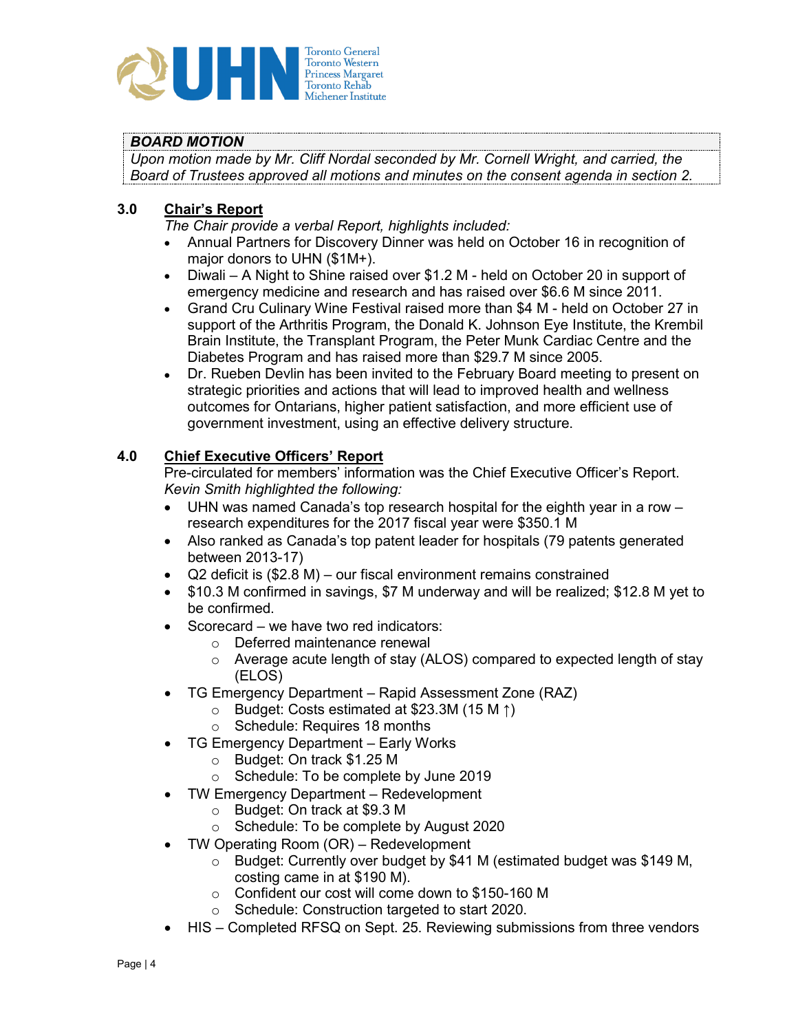***BOARD MOTION***

*Upon motion made by Mr. Cliff Nordal seconded by Mr. Cornell Wright, and carried, the Board of Trustees approved all motions and minutes on the consent agenda in section 2.*

## 3.0 Chair's Report

*The Chair provide a verbal Report, highlights included:*

- Annual Partners for Discovery Dinner was held on October 16 in recognition of major donors to UHN ($1M+).
- Diwali – A Night to Shine raised over $1.2 M - held on October 20 in support of emergency medicine and research and has raised over $6.6 M since 2011.
- Grand Cru Culinary Wine Festival raised more than $4 M - held on October 27 in support of the Arthritis Program, the Donald K. Johnson Eye Institute, the Krembil Brain Institute, the Transplant Program, the Peter Munk Cardiac Centre and the Diabetes Program and has raised more than $29.7 M since 2005.
- Dr. Rueben Devlin has been invited to the February Board meeting to present on strategic priorities and actions that will lead to improved health and wellness outcomes for Ontarians, higher patient satisfaction, and more efficient use of government investment, using an effective delivery structure.

## 4.0 Chief Executive Officers' Report

Pre-circulated for members' information was the Chief Executive Officer's Report.
*Kevin Smith highlighted the following:*

- UHN was named Canada's top research hospital for the eighth year in a row – research expenditures for the 2017 fiscal year were $350.1 M
- Also ranked as Canada's top patent leader for hospitals (79 patents generated between 2013-17)
- Q2 deficit is ($2.8 M) – our fiscal environment remains constrained
- $10.3 M confirmed in savings, $7 M underway and will be realized; $12.8 M yet to be confirmed.
- Scorecard – we have two red indicators:
  - Deferred maintenance renewal
  - Average acute length of stay (ALOS) compared to expected length of stay (ELOS)
- TG Emergency Department – Rapid Assessment Zone (RAZ)
  - Budget: Costs estimated at $23.3M (15 M ↑)
  - Schedule: Requires 18 months
- TG Emergency Department – Early Works
  - Budget: On track $1.25 M
  - Schedule: To be complete by June 2019
- TW Emergency Department – Redevelopment
  - Budget: On track at $9.3 M
  - Schedule: To be complete by August 2020
- TW Operating Room (OR) – Redevelopment
  - Budget: Currently over budget by $41 M (estimated budget was $149 M, costing came in at $190 M).
  - Confident our cost will come down to $150-160 M
  - Schedule: Construction targeted to start 2020.
- HIS – Completed RFSQ on Sept. 25. Reviewing submissions from three vendors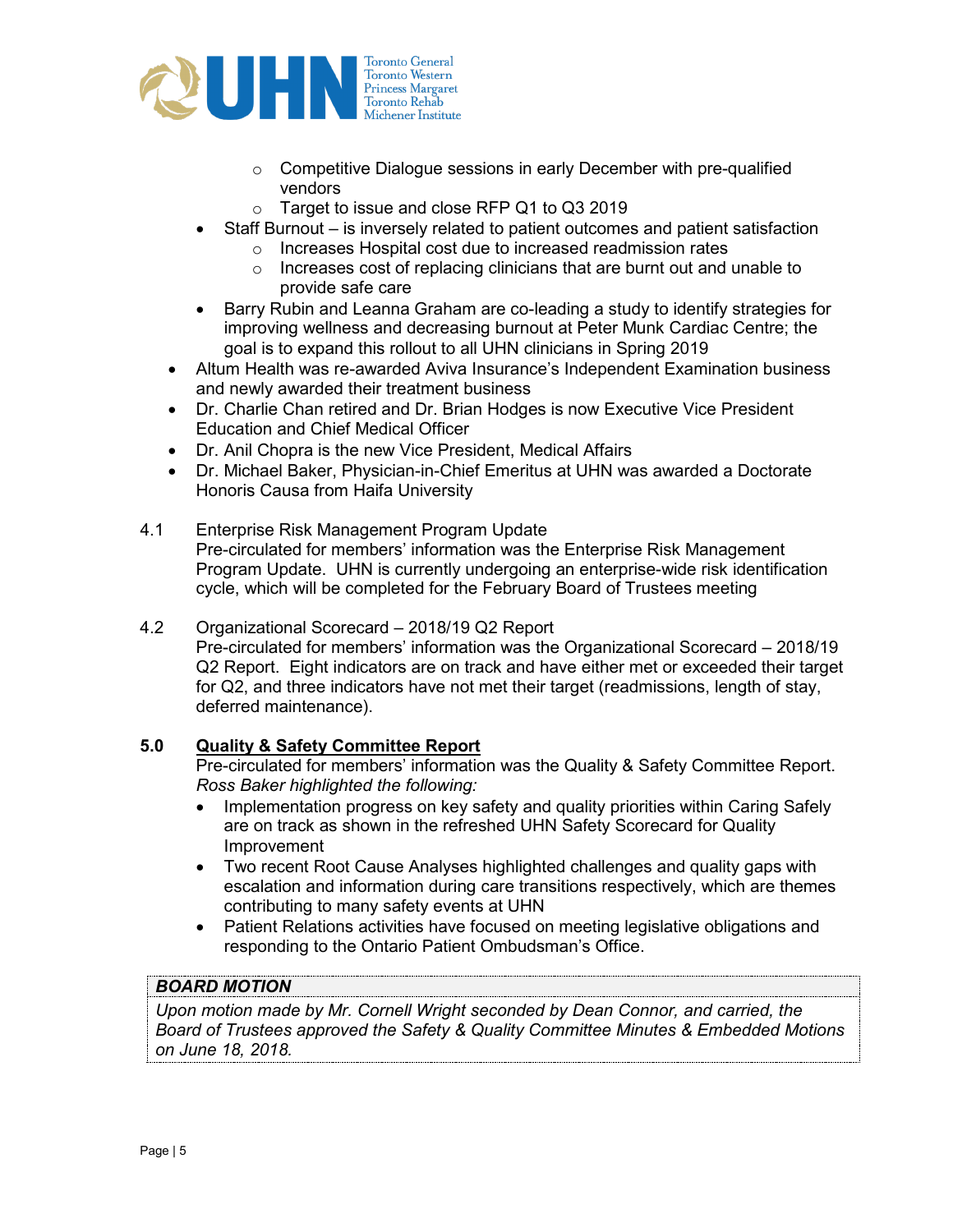- Competitive Dialogue sessions in early December with pre-qualified vendors
    - Target to issue and close RFP Q1 to Q3 2019
  - Staff Burnout – is inversely related to patient outcomes and patient satisfaction
    - Increases Hospital cost due to increased readmission rates
    - Increases cost of replacing clinicians that are burnt out and unable to provide safe care
  - Barry Rubin and Leanna Graham are co-leading a study to identify strategies for improving wellness and decreasing burnout at Peter Munk Cardiac Centre; the goal is to expand this rollout to all UHN clinicians in Spring 2019
- Altum Health was re-awarded Aviva Insurance's Independent Examination business and newly awarded their treatment business
- Dr. Charlie Chan retired and Dr. Brian Hodges is now Executive Vice President Education and Chief Medical Officer
- Dr. Anil Chopra is the new Vice President, Medical Affairs
- Dr. Michael Baker, Physician-in-Chief Emeritus at UHN was awarded a Doctorate Honoris Causa from Haifa University

4.1 Enterprise Risk Management Program Update
Pre-circulated for members' information was the Enterprise Risk Management Program Update. UHN is currently undergoing an enterprise-wide risk identification cycle, which will be completed for the February Board of Trustees meeting

4.2 Organizational Scorecard – 2018/19 Q2 Report
Pre-circulated for members' information was the Organizational Scorecard – 2018/19 Q2 Report. Eight indicators are on track and have either met or exceeded their target for Q2, and three indicators have not met their target (readmissions, length of stay, deferred maintenance).

**5.0 <u>Quality & Safety Committee Report</u>**
Pre-circulated for members' information was the Quality & Safety Committee Report. *Ross Baker highlighted the following:*

- Implementation progress on key safety and quality priorities within Caring Safely are on track as shown in the refreshed UHN Safety Scorecard for Quality Improvement
- Two recent Root Cause Analyses highlighted challenges and quality gaps with escalation and information during care transitions respectively, which are themes contributing to many safety events at UHN
- Patient Relations activities have focused on meeting legislative obligations and responding to the Ontario Patient Ombudsman's Office.

| ***BOARD MOTION*** |
|---|
| *Upon motion made by Mr. Cornell Wright seconded by Dean Connor, and carried, the Board of Trustees approved the Safety & Quality Committee Minutes & Embedded Motions on June 18, 2018.* |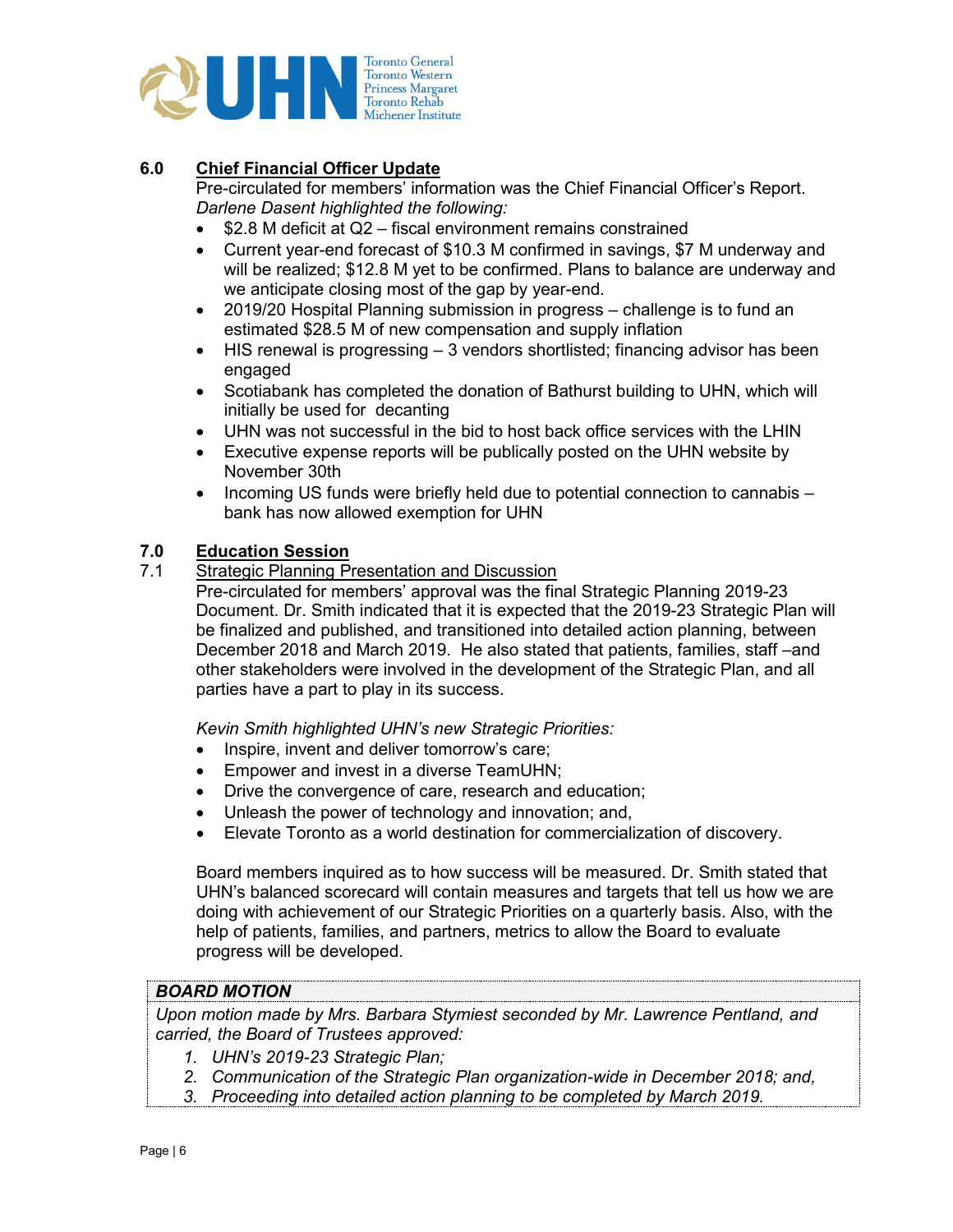## 6.0 Chief Financial Officer Update

Pre-circulated for members' information was the Chief Financial Officer's Report.
*Darlene Dasent highlighted the following:*

- $2.8 M deficit at Q2 – fiscal environment remains constrained
- Current year-end forecast of $10.3 M confirmed in savings, $7 M underway and will be realized; $12.8 M yet to be confirmed. Plans to balance are underway and we anticipate closing most of the gap by year-end.
- 2019/20 Hospital Planning submission in progress – challenge is to fund an estimated $28.5 M of new compensation and supply inflation
- HIS renewal is progressing – 3 vendors shortlisted; financing advisor has been engaged
- Scotiabank has completed the donation of Bathurst building to UHN, which will initially be used for decanting
- UHN was not successful in the bid to host back office services with the LHIN
- Executive expense reports will be publically posted on the UHN website by November 30th
- Incoming US funds were briefly held due to potential connection to cannabis – bank has now allowed exemption for UHN

## 7.0 Education Session

### 7.1 Strategic Planning Presentation and Discussion

Pre-circulated for members' approval was the final Strategic Planning 2019-23 Document. Dr. Smith indicated that it is expected that the 2019-23 Strategic Plan will be finalized and published, and transitioned into detailed action planning, between December 2018 and March 2019. He also stated that patients, families, staff –and other stakeholders were involved in the development of the Strategic Plan, and all parties have a part to play in its success.

*Kevin Smith highlighted UHN's new Strategic Priorities:*

- Inspire, invent and deliver tomorrow's care;
- Empower and invest in a diverse TeamUHN;
- Drive the convergence of care, research and education;
- Unleash the power of technology and innovation; and,
- Elevate Toronto as a world destination for commercialization of discovery.

Board members inquired as to how success will be measured. Dr. Smith stated that UHN's balanced scorecard will contain measures and targets that tell us how we are doing with achievement of our Strategic Priorities on a quarterly basis. Also, with the help of patients, families, and partners, metrics to allow the Board to evaluate progress will be developed.

**_BOARD MOTION_**

*Upon motion made by Mrs. Barbara Stymiest seconded by Mr. Lawrence Pentland, and carried, the Board of Trustees approved:*

1. *UHN's 2019-23 Strategic Plan;*
2. *Communication of the Strategic Plan organization-wide in December 2018; and,*
3. *Proceeding into detailed action planning to be completed by March 2019.*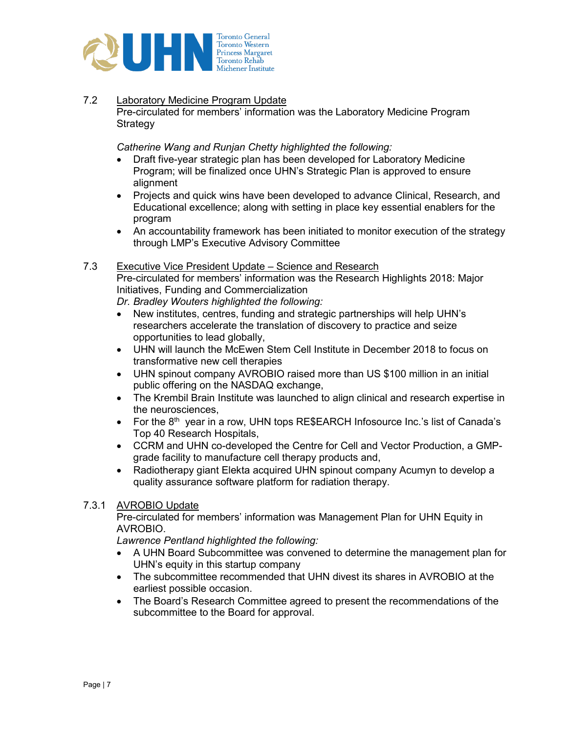### 7.2 Laboratory Medicine Program Update

Pre-circulated for members' information was the Laboratory Medicine Program Strategy

*Catherine Wang and Runjan Chetty highlighted the following:*

- Draft five-year strategic plan has been developed for Laboratory Medicine Program; will be finalized once UHN's Strategic Plan is approved to ensure alignment
- Projects and quick wins have been developed to advance Clinical, Research, and Educational excellence; along with setting in place key essential enablers for the program
- An accountability framework has been initiated to monitor execution of the strategy through LMP's Executive Advisory Committee

### 7.3 Executive Vice President Update – Science and Research

Pre-circulated for members' information was the Research Highlights 2018: Major Initiatives, Funding and Commercialization

*Dr. Bradley Wouters highlighted the following:*

- New institutes, centres, funding and strategic partnerships will help UHN's researchers accelerate the translation of discovery to practice and seize opportunities to lead globally,
- UHN will launch the McEwen Stem Cell Institute in December 2018 to focus on transformative new cell therapies
- UHN spinout company AVROBIO raised more than US $100 million in an initial public offering on the NASDAQ exchange,
- The Krembil Brain Institute was launched to align clinical and research expertise in the neurosciences,
- For the 8th year in a row, UHN tops RE$EARCH Infosource Inc.'s list of Canada's Top 40 Research Hospitals,
- CCRM and UHN co-developed the Centre for Cell and Vector Production, a GMP-grade facility to manufacture cell therapy products and,
- Radiotherapy giant Elekta acquired UHN spinout company Acumyn to develop a quality assurance software platform for radiation therapy.

#### 7.3.1 AVROBIO Update

Pre-circulated for members' information was Management Plan for UHN Equity in AVROBIO.

*Lawrence Pentland highlighted the following:*

- A UHN Board Subcommittee was convened to determine the management plan for UHN's equity in this startup company
- The subcommittee recommended that UHN divest its shares in AVROBIO at the earliest possible occasion.
- The Board's Research Committee agreed to present the recommendations of the subcommittee to the Board for approval.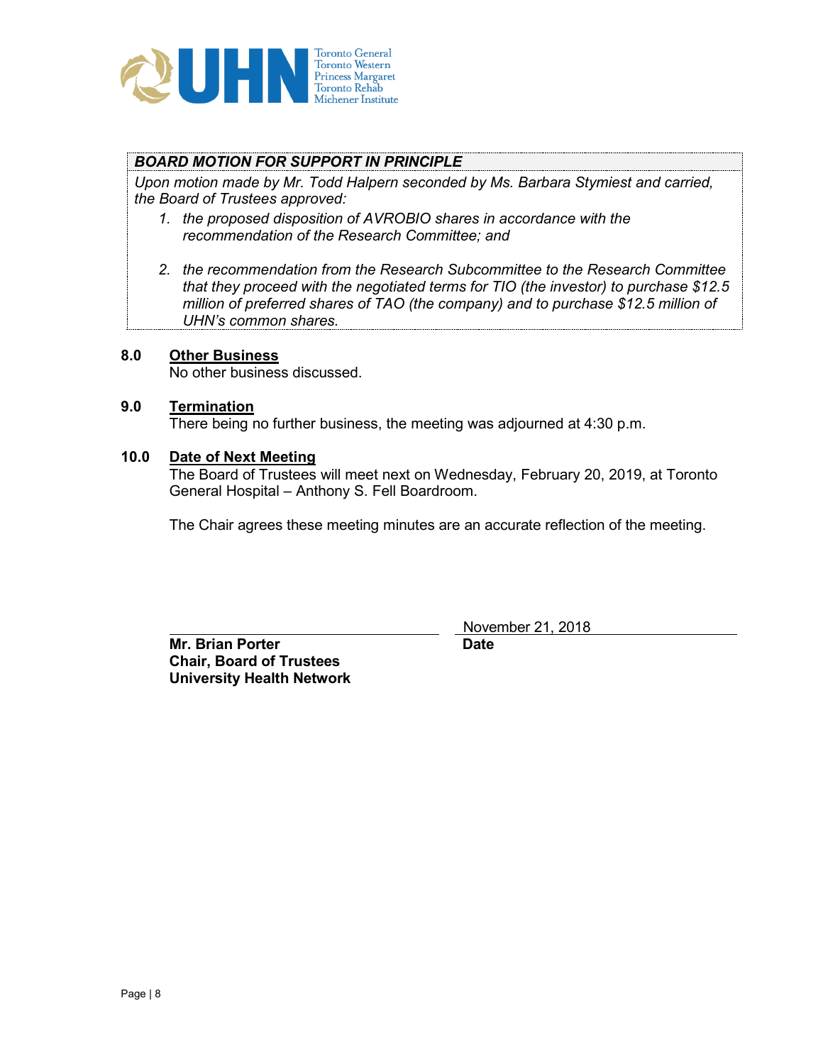***BOARD MOTION FOR SUPPORT IN PRINCIPLE***

*Upon motion made by Mr. Todd Halpern seconded by Ms. Barbara Stymiest and carried, the Board of Trustees approved:*

1. *the proposed disposition of AVROBIO shares in accordance with the recommendation of the Research Committee; and*

2. *the recommendation from the Research Subcommittee to the Research Committee that they proceed with the negotiated terms for TIO (the investor) to purchase $12.5 million of preferred shares of TAO (the company) and to purchase $12.5 million of UHN's common shares.*

## 8.0 Other Business

No other business discussed.

## 9.0 Termination

There being no further business, the meeting was adjourned at 4:30 p.m.

## 10.0 Date of Next Meeting

The Board of Trustees will meet next on Wednesday, February 20, 2019, at Toronto General Hospital – Anthony S. Fell Boardroom.

The Chair agrees these meeting minutes are an accurate reflection of the meeting.

_______________________________ November 21, 2018

**Mr. Brian Porter**
**Chair, Board of Trustees**
**University Health Network**

**Date**